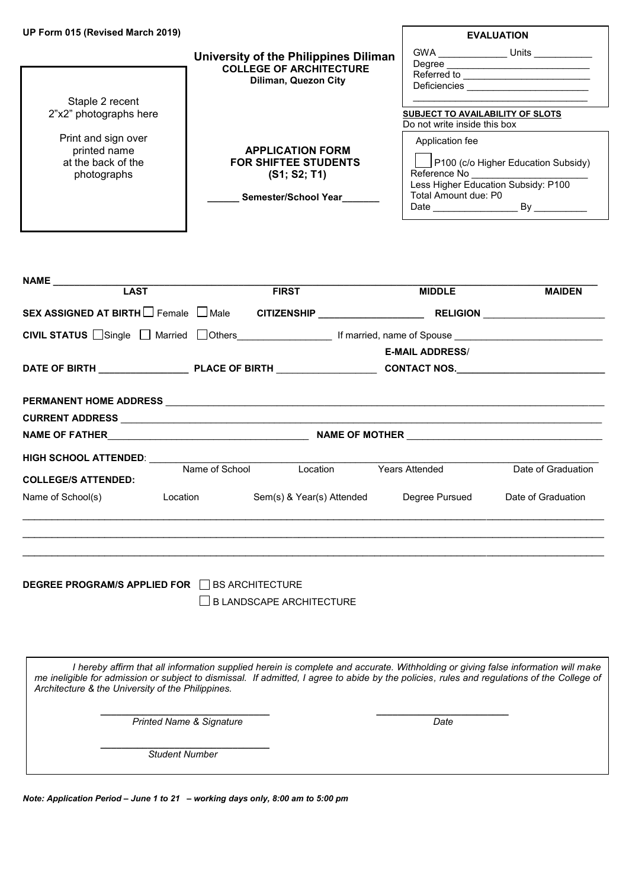UP Form 015 (Revised March 2019)

Staple 2 recent 2"x2" photographs here

Print and sign over printed name at the back of the photographs

**University of the Philippines Diliman**
**COLLEGE OF ARCHITECTURE**
**Diliman, Quezon City**

**APPLICATION FORM FOR SHIFTEE STUDENTS (S1; S2; T1)**

**______ Semester/School Year_______**

**EVALUATION**

GWA _____________ Units ___________
Degree ___________________________
Referred to ________________________
Deficiencies _______________________
__________________________________

**SUBJECT TO AVAILABILITY OF SLOTS**
Do not write inside this box

Application fee

☐ P100 (c/o Higher Education Subsidy)
Reference No ____________________
Less Higher Education Subsidy: P100
Total Amount due: P0
Date ________________ By __________

**NAME** ______________________________________________________________________

| **LAST** | **FIRST** | **MIDDLE** | **MAIDEN** |
|---|---|---|---|

**SEX ASSIGNED AT BIRTH** ☐ Female ☐ Male **CITIZENSHIP** ___________________ **RELIGION** ______________________

**CIVIL STATUS** ☐ Single ☐ Married ☐ Others_________________ If married, name of Spouse __________________________

**DATE OF BIRTH** ________________ **PLACE OF BIRTH** __________________ **E-MAIL ADDRESS/ CONTACT NOS.**__________________________

**PERMANENT HOME ADDRESS** ______________________________________________________________________

**CURRENT ADDRESS** ______________________________________________________________________

**NAME OF FATHER**___________________________________ **NAME OF MOTHER** ___________________________________

**HIGH SCHOOL ATTENDED**: ______________________________________________________________________

| Name of School | Location | Years Attended | Date of Graduation |
|---|---|---|---|

**COLLEGE/S ATTENDED:**

| Name of School(s) | Location | Sem(s) & Year(s) Attended | Degree Pursued | Date of Graduation |
|---|---|---|---|---|
| | | | | |
| | | | | |
| | | | | |

**DEGREE PROGRAM/S APPLIED FOR** ☐ BS ARCHITECTURE
☐ B LANDSCAPE ARCHITECTURE

*I hereby affirm that all information supplied herein is complete and accurate. Withholding or giving false information will make me ineligible for admission or subject to dismissal. If admitted, I agree to abide by the policies, rules and regulations of the College of Architecture & the University of the Philippines.*

_____________________________ _________________________
*Printed Name & Signature* *Date*

_____________________________
*Student Number*

***Note: Application Period – June 1 to 21 – working days only, 8:00 am to 5:00 pm***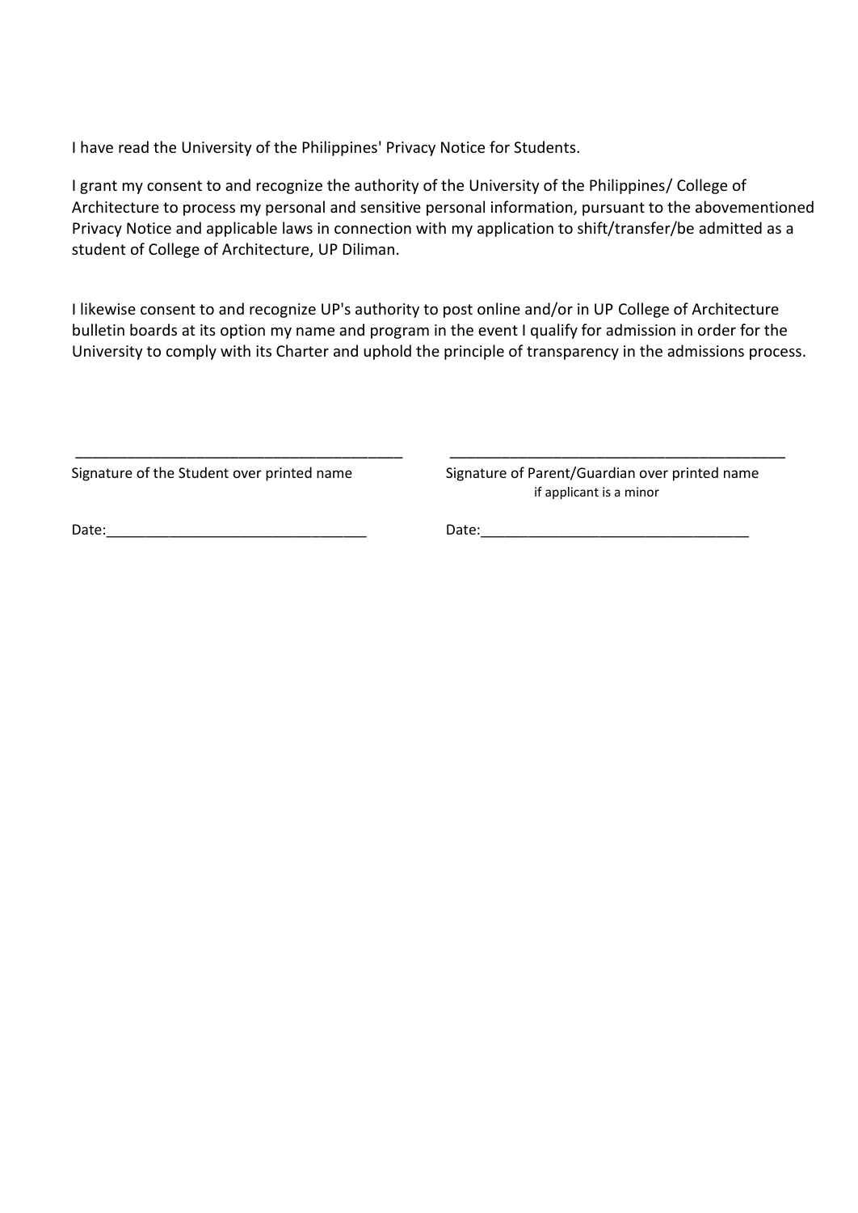I have read the University of the Philippines' Privacy Notice for Students.

I grant my consent to and recognize the authority of the University of the Philippines/ College of Architecture to process my personal and sensitive personal information, pursuant to the abovementioned Privacy Notice and applicable laws in connection with my application to shift/transfer/be admitted as a student of College of Architecture, UP Diliman.

I likewise consent to and recognize UP's authority to post online and/or in UP College of Architecture bulletin boards at its option my name and program in the event I qualify for admission in order for the University to comply with its Charter and uphold the principle of transparency in the admissions process.

_________________________________________ _________________________________________

Signature of the Student over printed name

Date:_________________________________

Signature of Parent/Guardian over printed name
if applicant is a minor

Date:__________________________________